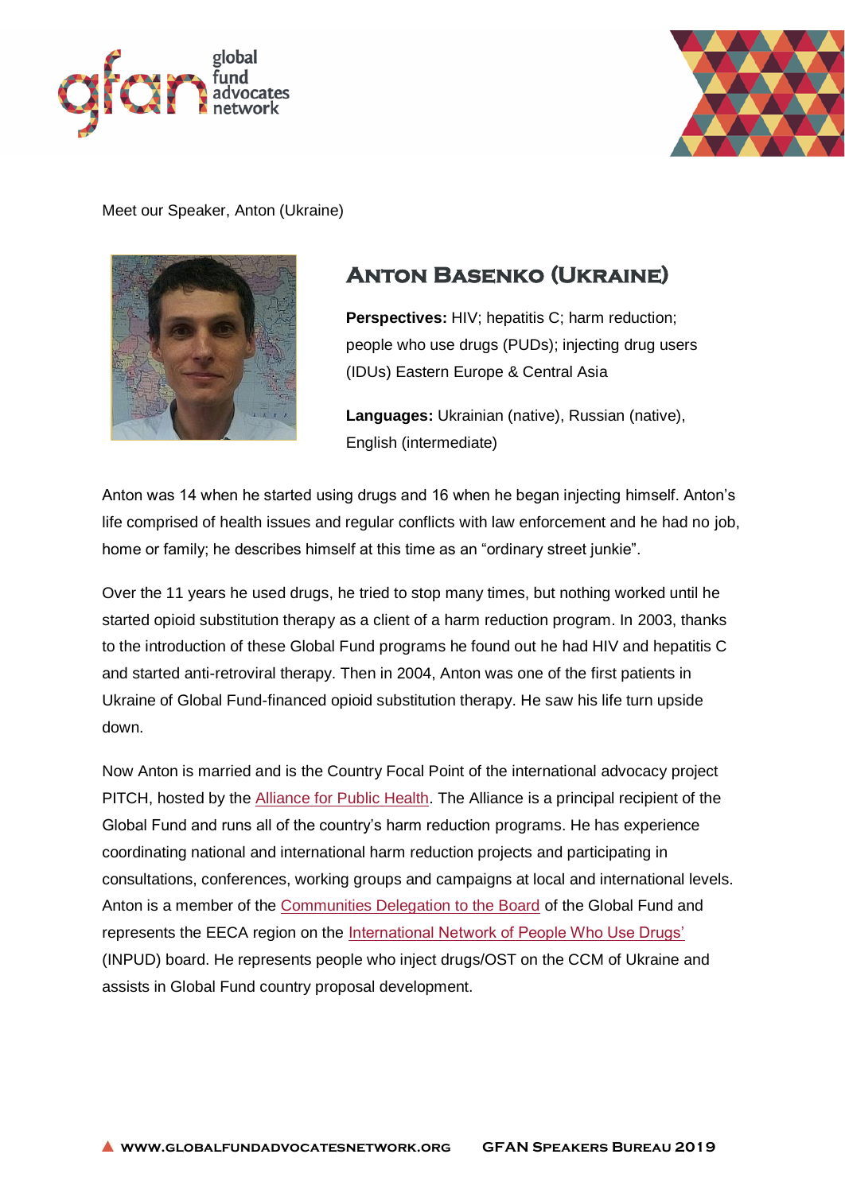Meet our Speaker, Anton (Ukraine)

## Anton Basenko (Ukraine)

**Perspectives:** HIV; hepatitis C; harm reduction; people who use drugs (PUDs); injecting drug users (IDUs) Eastern Europe & Central Asia

**Languages:** Ukrainian (native), Russian (native), English (intermediate)

Anton was 14 when he started using drugs and 16 when he began injecting himself. Anton's life comprised of health issues and regular conflicts with law enforcement and he had no job, home or family; he describes himself at this time as an "ordinary street junkie".

Over the 11 years he used drugs, he tried to stop many times, but nothing worked until he started opioid substitution therapy as a client of a harm reduction program. In 2003, thanks to the introduction of these Global Fund programs he found out he had HIV and hepatitis C and started anti-retroviral therapy. Then in 2004, Anton was one of the first patients in Ukraine of Global Fund-financed opioid substitution therapy. He saw his life turn upside down.

Now Anton is married and is the Country Focal Point of the international advocacy project PITCH, hosted by the Alliance for Public Health. The Alliance is a principal recipient of the Global Fund and runs all of the country's harm reduction programs. He has experience coordinating national and international harm reduction projects and participating in consultations, conferences, working groups and campaigns at local and international levels. Anton is a member of the Communities Delegation to the Board of the Global Fund and represents the EECA region on the International Network of People Who Use Drugs' (INPUD) board. He represents people who inject drugs/OST on the CCM of Ukraine and assists in Global Fund country proposal development.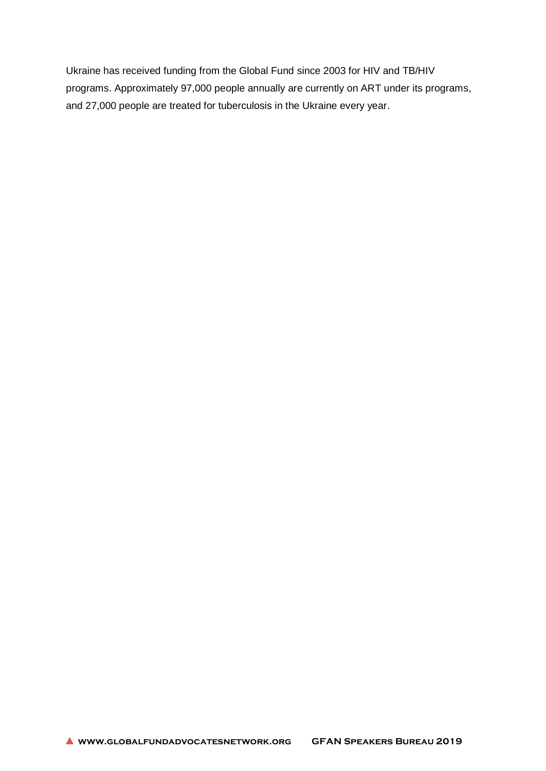Ukraine has received funding from the Global Fund since 2003 for HIV and TB/HIV programs. Approximately 97,000 people annually are currently on ART under its programs, and 27,000 people are treated for tuberculosis in the Ukraine every year.